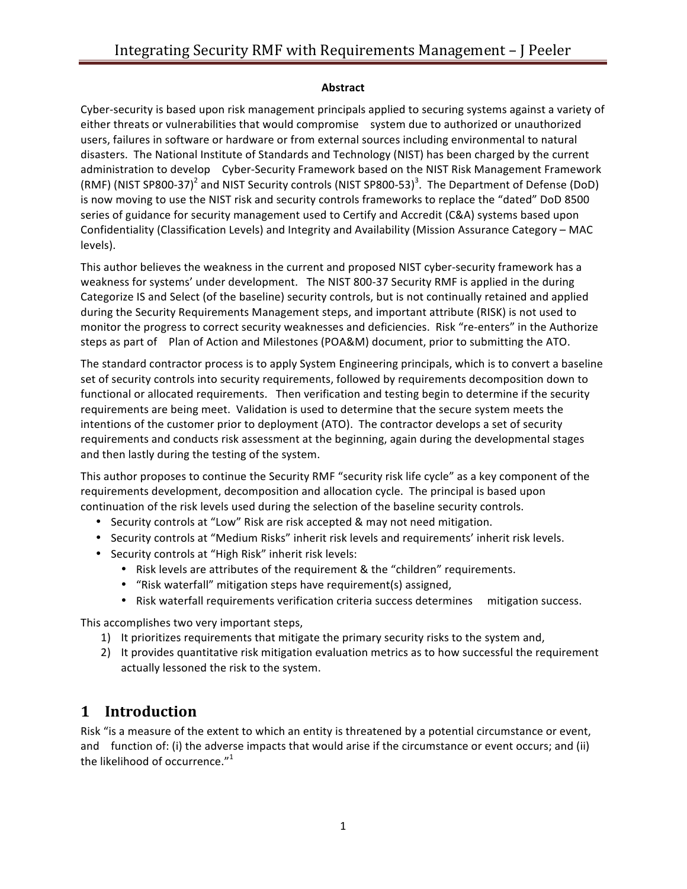**Abstract**

Cyber-security is based upon risk management principals applied to securing systems against a variety of either threats or vulnerabilities that would compromise system due to authorized or unauthorized users, failures in software or hardware or from external sources including environmental to natural disasters. The National Institute of Standards and Technology (NIST) has been charged by the current administration to develop Cyber-Security Framework based on the NIST Risk Management Framework (RMF) (NIST SP800-37)[2] and NIST Security controls (NIST SP800-53)[3]. The Department of Defense (DoD) is now moving to use the NIST risk and security controls frameworks to replace the "dated" DoD 8500 series of guidance for security management used to Certify and Accredit (C&A) systems based upon Confidentiality (Classification Levels) and Integrity and Availability (Mission Assurance Category – MAC levels).

This author believes the weakness in the current and proposed NIST cyber-security framework has a weakness for systems' under development. The NIST 800-37 Security RMF is applied in the during Categorize IS and Select (of the baseline) security controls, but is not continually retained and applied during the Security Requirements Management steps, and important attribute (RISK) is not used to monitor the progress to correct security weaknesses and deficiencies. Risk "re-enters" in the Authorize steps as part of Plan of Action and Milestones (POA&M) document, prior to submitting the ATO.

The standard contractor process is to apply System Engineering principals, which is to convert a baseline set of security controls into security requirements, followed by requirements decomposition down to functional or allocated requirements. Then verification and testing begin to determine if the security requirements are being meet. Validation is used to determine that the secure system meets the intentions of the customer prior to deployment (ATO). The contractor develops a set of security requirements and conducts risk assessment at the beginning, again during the developmental stages and then lastly during the testing of the system.

This author proposes to continue the Security RMF "security risk life cycle" as a key component of the requirements development, decomposition and allocation cycle. The principal is based upon continuation of the risk levels used during the selection of the baseline security controls.

- Security controls at "Low" Risk are risk accepted & may not need mitigation.
- Security controls at "Medium Risks" inherit risk levels and requirements' inherit risk levels.
- Security controls at "High Risk" inherit risk levels:
  - Risk levels are attributes of the requirement & the "children" requirements.
  - "Risk waterfall" mitigation steps have requirement(s) assigned,
  - Risk waterfall requirements verification criteria success determines mitigation success.

This accomplishes two very important steps,

1) It prioritizes requirements that mitigate the primary security risks to the system and,
2) It provides quantitative risk mitigation evaluation metrics as to how successful the requirement actually lessoned the risk to the system.

# 1 Introduction

Risk "is a measure of the extent to which an entity is threatened by a potential circumstance or event, and function of: (i) the adverse impacts that would arise if the circumstance or event occurs; and (ii) the likelihood of occurrence."[1]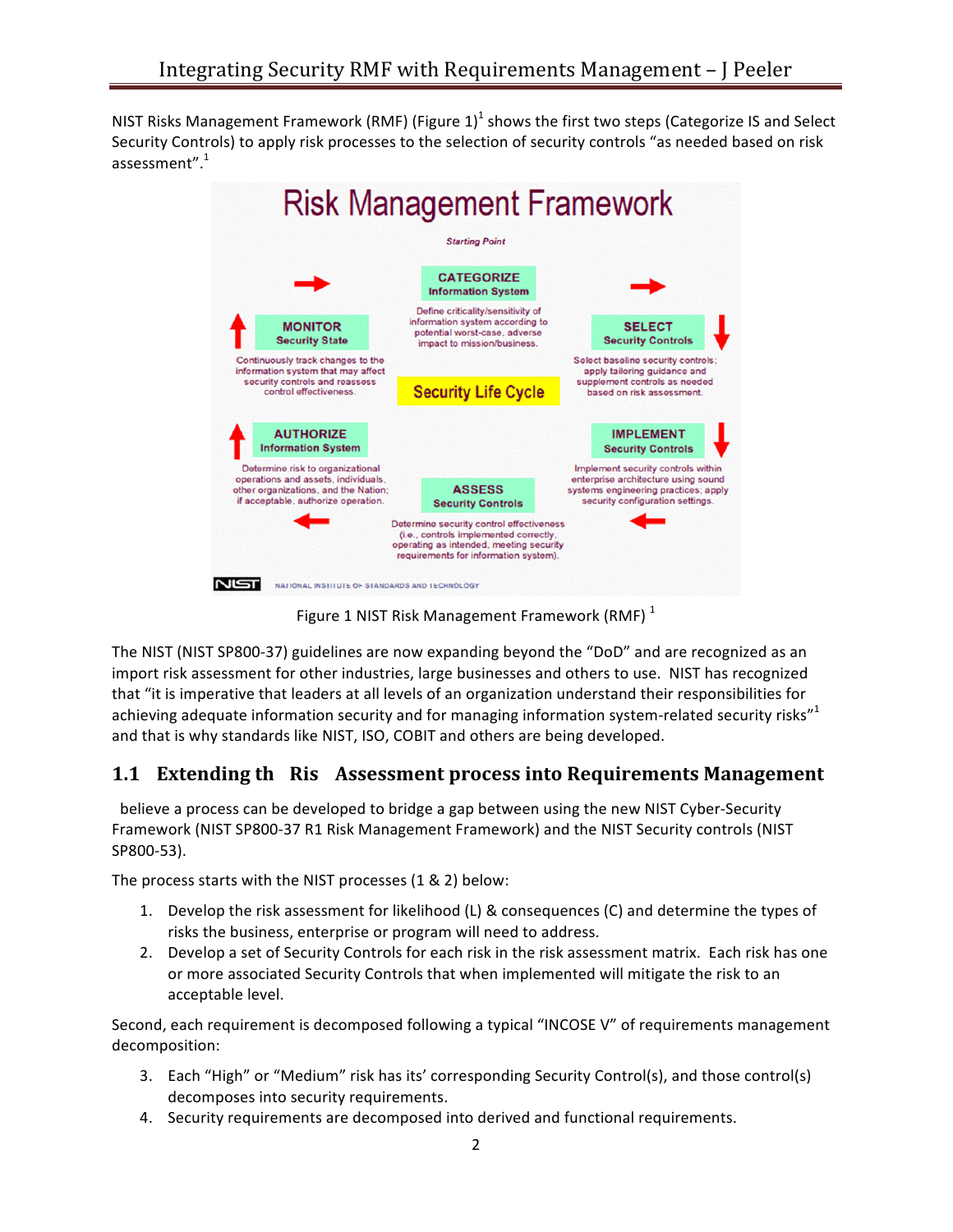NIST Risks Management Framework (RMF) (Figure 1)[1] shows the first two steps (Categorize IS and Select Security Controls) to apply risk processes to the selection of security controls "as needed based on risk assessment".[1]

Figure 1 NIST Risk Management Framework (RMF) [1]

The NIST (NIST SP800-37) guidelines are now expanding beyond the "DoD" and are recognized as an import risk assessment for other industries, large businesses and others to use. NIST has recognized that "it is imperative that leaders at all levels of an organization understand their responsibilities for achieving adequate information security and for managing information system-related security risks"[1] and that is why standards like NIST, ISO, COBIT and others are being developed.

## 1.1 Extending th Ris Assessment process into Requirements Management

believe a process can be developed to bridge a gap between using the new NIST Cyber-Security Framework (NIST SP800-37 R1 Risk Management Framework) and the NIST Security controls (NIST SP800-53).

The process starts with the NIST processes (1 & 2) below:

1. Develop the risk assessment for likelihood (L) & consequences (C) and determine the types of risks the business, enterprise or program will need to address.
2. Develop a set of Security Controls for each risk in the risk assessment matrix. Each risk has one or more associated Security Controls that when implemented will mitigate the risk to an acceptable level.

Second, each requirement is decomposed following a typical "INCOSE V" of requirements management decomposition:

3. Each "High" or "Medium" risk has its' corresponding Security Control(s), and those control(s) decomposes into security requirements.
4. Security requirements are decomposed into derived and functional requirements.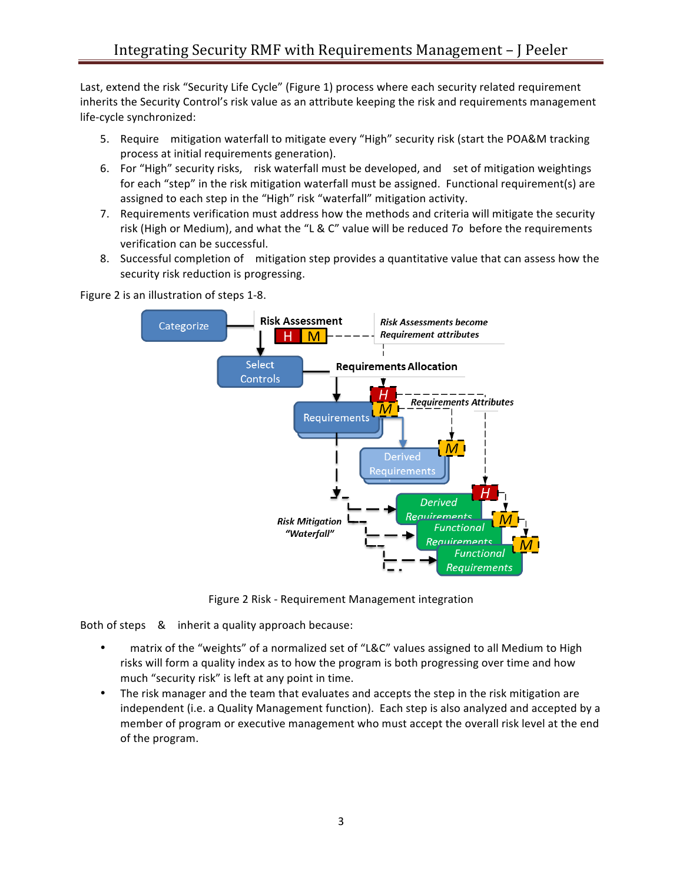Last, extend the risk "Security Life Cycle" (Figure 1) process where each security related requirement inherits the Security Control's risk value as an attribute keeping the risk and requirements management life-cycle synchronized:

5. Require  mitigation waterfall to mitigate every "High" security risk (start the POA&M tracking process at initial requirements generation).
6. For "High" security risks,  risk waterfall must be developed, and  set of mitigation weightings for each "step" in the risk mitigation waterfall must be assigned. Functional requirement(s) are assigned to each step in the "High" risk "waterfall" mitigation activity.
7. Requirements verification must address how the methods and criteria will mitigate the security risk (High or Medium), and what the "L & C" value will be reduced *To* before the requirements verification can be successful.
8. Successful completion of  mitigation step provides a quantitative value that can assess how the security risk reduction is progressing.

Figure 2 is an illustration of steps 1-8.

Figure 2 Risk - Requirement Management integration

Both of steps  &  inherit a quality approach because:

- matrix of the "weights" of a normalized set of "L&C" values assigned to all Medium to High risks will form a quality index as to how the program is both progressing over time and how much "security risk" is left at any point in time.
- The risk manager and the team that evaluates and accepts the step in the risk mitigation are independent (i.e. a Quality Management function). Each step is also analyzed and accepted by a member of program or executive management who must accept the overall risk level at the end of the program.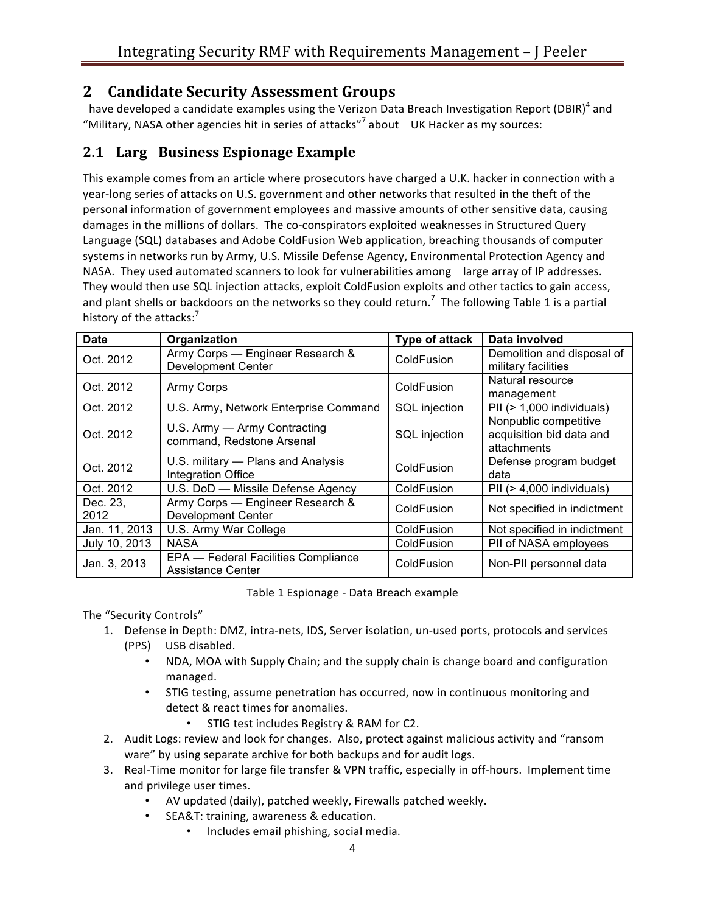## 2 Candidate Security Assessment Groups

have developed a candidate examples using the Verizon Data Breach Investigation Report (DBIR)[4] and "Military, NASA other agencies hit in series of attacks"[7] about UK Hacker as my sources:

## 2.1 Larg Business Espionage Example

This example comes from an article where prosecutors have charged a U.K. hacker in connection with a year-long series of attacks on U.S. government and other networks that resulted in the theft of the personal information of government employees and massive amounts of other sensitive data, causing damages in the millions of dollars. The co-conspirators exploited weaknesses in Structured Query Language (SQL) databases and Adobe ColdFusion Web application, breaching thousands of computer systems in networks run by Army, U.S. Missile Defense Agency, Environmental Protection Agency and NASA. They used automated scanners to look for vulnerabilities among large array of IP addresses. They would then use SQL injection attacks, exploit ColdFusion exploits and other tactics to gain access, and plant shells or backdoors on the networks so they could return.[7] The following Table 1 is a partial history of the attacks:[7]

| Date | Organization | Type of attack | Data involved |
|---|---|---|---|
| Oct. 2012 | Army Corps — Engineer Research & Development Center | ColdFusion | Demolition and disposal of military facilities |
| Oct. 2012 | Army Corps | ColdFusion | Natural resource management |
| Oct. 2012 | U.S. Army, Network Enterprise Command | SQL injection | PII (> 1,000 individuals) |
| Oct. 2012 | U.S. Army — Army Contracting command, Redstone Arsenal | SQL injection | Nonpublic competitive acquisition bid data and attachments |
| Oct. 2012 | U.S. military — Plans and Analysis Integration Office | ColdFusion | Defense program budget data |
| Oct. 2012 | U.S. DoD — Missile Defense Agency | ColdFusion | PII (> 4,000 individuals) |
| Dec. 23, 2012 | Army Corps — Engineer Research & Development Center | ColdFusion | Not specified in indictment |
| Jan. 11, 2013 | U.S. Army War College | ColdFusion | Not specified in indictment |
| July 10, 2013 | NASA | ColdFusion | PII of NASA employees |
| Jan. 3, 2013 | EPA — Federal Facilities Compliance Assistance Center | ColdFusion | Non-PII personnel data |

Table 1 Espionage - Data Breach example

The "Security Controls"

1. Defense in Depth: DMZ, intra-nets, IDS, Server isolation, un-used ports, protocols and services (PPS) USB disabled.
    - NDA, MOA with Supply Chain; and the supply chain is change board and configuration managed.
    - STIG testing, assume penetration has occurred, now in continuous monitoring and detect & react times for anomalies.
        - STIG test includes Registry & RAM for C2.
2. Audit Logs: review and look for changes. Also, protect against malicious activity and "ransom ware" by using separate archive for both backups and for audit logs.
3. Real-Time monitor for large file transfer & VPN traffic, especially in off-hours. Implement time and privilege user times.
    - AV updated (daily), patched weekly, Firewalls patched weekly.
    - SEA&T: training, awareness & education.
        - Includes email phishing, social media.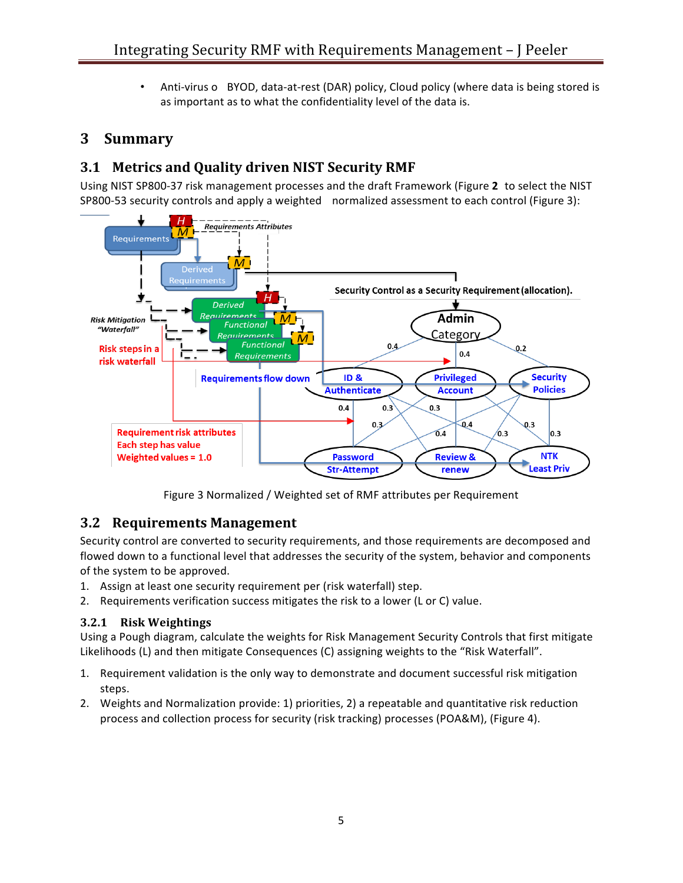- Anti-virus o  BYOD, data-at-rest (DAR) policy, Cloud policy (where data is being stored is as important as to what the confidentiality level of the data is.

# 3 Summary

## 3.1 Metrics and Quality driven NIST Security RMF

Using NIST SP800-37 risk management processes and the draft Framework (Figure **2**  to select the NIST SP800-53 security controls and apply a weighted  normalized assessment to each control (Figure 3):

Figure 3 Normalized / Weighted set of RMF attributes per Requirement

## 3.2 Requirements Management

Security control are converted to security requirements, and those requirements are decomposed and flowed down to a functional level that addresses the security of the system, behavior and components of the system to be approved.

1. Assign at least one security requirement per (risk waterfall) step.
2. Requirements verification success mitigates the risk to a lower (L or C) value.

### 3.2.1 Risk Weightings

Using a Pough diagram, calculate the weights for Risk Management Security Controls that first mitigate Likelihoods (L) and then mitigate Consequences (C) assigning weights to the "Risk Waterfall".

1. Requirement validation is the only way to demonstrate and document successful risk mitigation steps.
2. Weights and Normalization provide: 1) priorities, 2) a repeatable and quantitative risk reduction process and collection process for security (risk tracking) processes (POA&M), (Figure 4).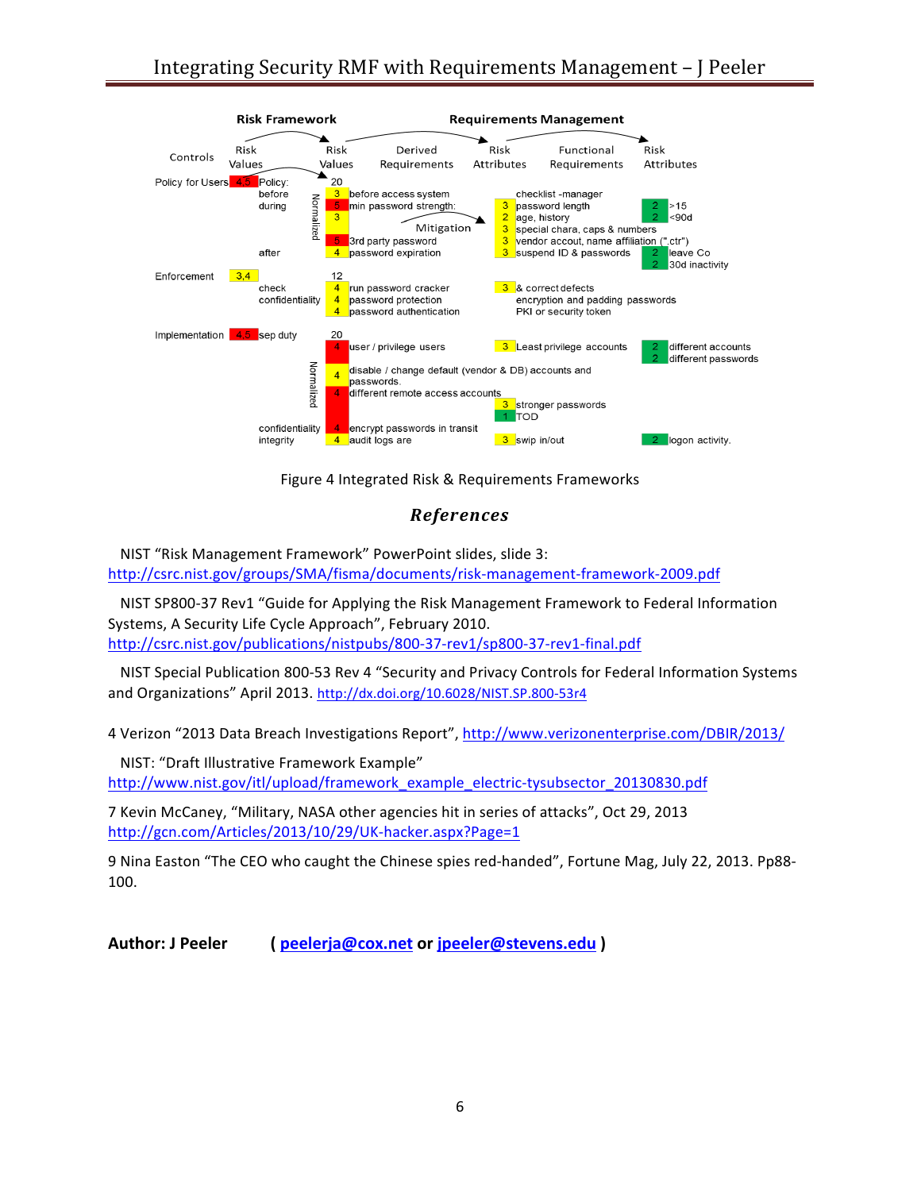Risk Framework

Requirements Management

Controls

Risk Values

Risk Values

Derived Requirements

Risk Attributes

Functional Requirements

Risk Attributes

Policy for Users 4,5 Policy:

20

before 3 before access system

checklist -manager

during 5 min password strength:

3 password length 2 >15

3

2 age, history 2 <90d

Mitigation

3 special chara, caps & numbers

5 3rd party password

3 vendor accout, name affiliation (".ctr")

after 4 password expiration

3 suspend ID & passwords 2 leave Co

2 30d inactivity

Normalized

Enforcement 3,4

12

check 4 run password cracker

3 & correct defects

confidentiality 4 password protection

encryption and padding passwords

4 password authentication

PKI or security token

Implementation 4,5 sep duty

20

4 user / privilege users

3 Least privilege accounts 2 different accounts

2 different passwords

4 disable / change default (vendor & DB) accounts and passwords.

4 different remote access accounts

3 stronger passwords

1 TOD

confidentiality 4 encrypt passwords in transit

integrity 4 audit logs are

3 swip in/out 2 logon activity.

Normalized

Figure 4 Integrated Risk & Requirements Frameworks

## *References*

NIST "Risk Management Framework" PowerPoint slides, slide 3: http://csrc.nist.gov/groups/SMA/fisma/documents/risk-management-framework-2009.pdf

NIST SP800-37 Rev1 "Guide for Applying the Risk Management Framework to Federal Information Systems, A Security Life Cycle Approach", February 2010. http://csrc.nist.gov/publications/nistpubs/800-37-rev1/sp800-37-rev1-final.pdf

NIST Special Publication 800-53 Rev 4 "Security and Privacy Controls for Federal Information Systems and Organizations" April 2013. http://dx.doi.org/10.6028/NIST.SP.800-53r4

4 Verizon "2013 Data Breach Investigations Report", http://www.verizonenterprise.com/DBIR/2013/

NIST: "Draft Illustrative Framework Example" http://www.nist.gov/itl/upload/framework_example_electric-tysubsector_20130830.pdf

7 Kevin McCaney, "Military, NASA other agencies hit in series of attacks", Oct 29, 2013 http://gcn.com/Articles/2013/10/29/UK-hacker.aspx?Page=1

9 Nina Easton "The CEO who caught the Chinese spies red-handed", Fortune Mag, July 22, 2013. Pp88-100.

**Author: J Peeler** **( peelerja@cox.net or jpeeler@stevens.edu )**